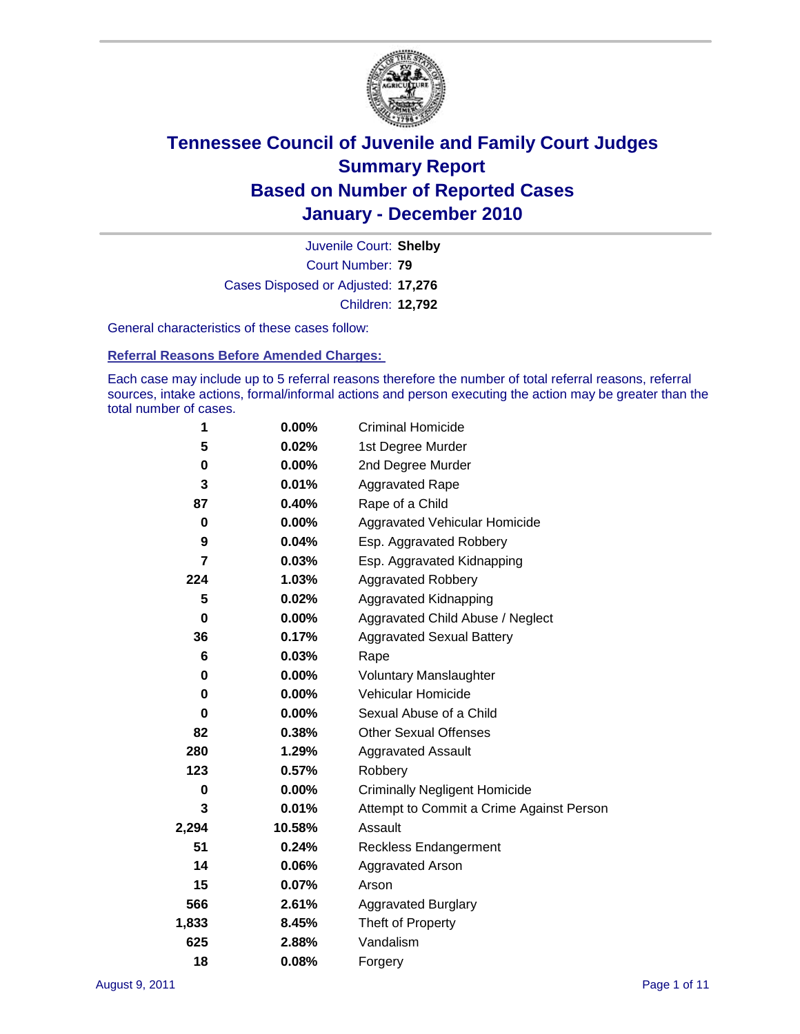# Tennessee Council of Juvenile and Family Court Judges
## Summary Report
## Based on Number of Reported Cases
## January - December 2010

Juvenile Court: **Shelby**

Court Number: **79**

Cases Disposed or Adjusted: **17,276**

Children: **12,792**

General characteristics of these cases follow:

### Referral Reasons Before Amended Charges:

Each case may include up to 5 referral reasons therefore the number of total referral reasons, referral sources, intake actions, formal/informal actions and person executing the action may be greater than the total number of cases.

| Count | Percent | Referral Reason |
|---|---|---|
| 1 | 0.00% | Criminal Homicide |
| 5 | 0.02% | 1st Degree Murder |
| 0 | 0.00% | 2nd Degree Murder |
| 3 | 0.01% | Aggravated Rape |
| 87 | 0.40% | Rape of a Child |
| 0 | 0.00% | Aggravated Vehicular Homicide |
| 9 | 0.04% | Esp. Aggravated Robbery |
| 7 | 0.03% | Esp. Aggravated Kidnapping |
| 224 | 1.03% | Aggravated Robbery |
| 5 | 0.02% | Aggravated Kidnapping |
| 0 | 0.00% | Aggravated Child Abuse / Neglect |
| 36 | 0.17% | Aggravated Sexual Battery |
| 6 | 0.03% | Rape |
| 0 | 0.00% | Voluntary Manslaughter |
| 0 | 0.00% | Vehicular Homicide |
| 0 | 0.00% | Sexual Abuse of a Child |
| 82 | 0.38% | Other Sexual Offenses |
| 280 | 1.29% | Aggravated Assault |
| 123 | 0.57% | Robbery |
| 0 | 0.00% | Criminally Negligent Homicide |
| 3 | 0.01% | Attempt to Commit a Crime Against Person |
| 2,294 | 10.58% | Assault |
| 51 | 0.24% | Reckless Endangerment |
| 14 | 0.06% | Aggravated Arson |
| 15 | 0.07% | Arson |
| 566 | 2.61% | Aggravated Burglary |
| 1,833 | 8.45% | Theft of Property |
| 625 | 2.88% | Vandalism |
| 18 | 0.08% | Forgery |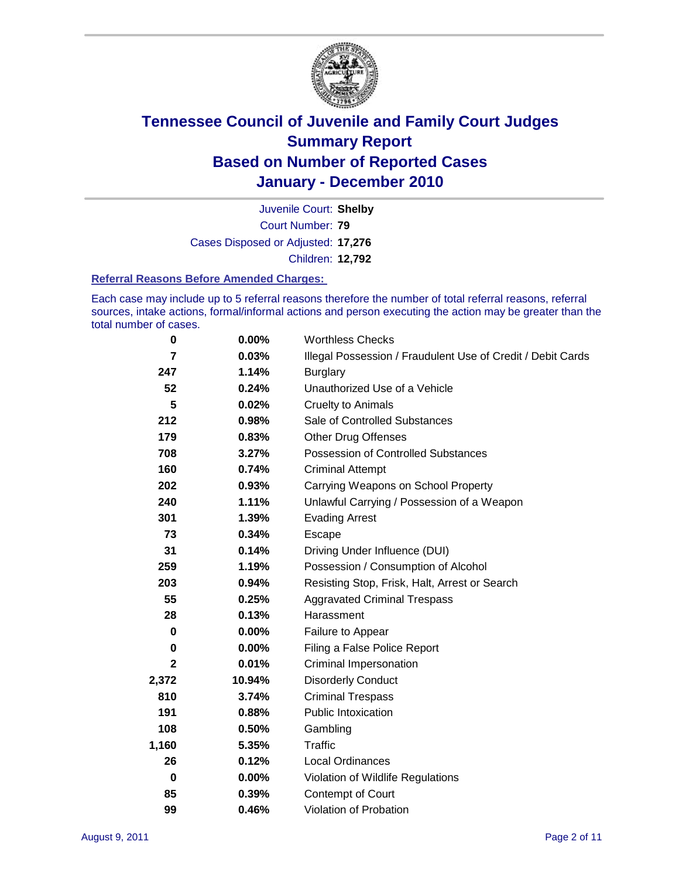# Tennessee Council of Juvenile and Family Court Judges
# Summary Report
# Based on Number of Reported Cases
# January - December 2010

Juvenile Court: **Shelby**
Court Number: **79**
Cases Disposed or Adjusted: **17,276**
Children: **12,792**

### Referral Reasons Before Amended Charges:

Each case may include up to 5 referral reasons therefore the number of total referral reasons, referral sources, intake actions, formal/informal actions and person executing the action may be greater than the total number of cases.

| Count | Percent | Referral Reason |
|---|---|---|
| 0 | 0.00% | Worthless Checks |
| 7 | 0.03% | Illegal Possession / Fraudulent Use of Credit / Debit Cards |
| 247 | 1.14% | Burglary |
| 52 | 0.24% | Unauthorized Use of a Vehicle |
| 5 | 0.02% | Cruelty to Animals |
| 212 | 0.98% | Sale of Controlled Substances |
| 179 | 0.83% | Other Drug Offenses |
| 708 | 3.27% | Possession of Controlled Substances |
| 160 | 0.74% | Criminal Attempt |
| 202 | 0.93% | Carrying Weapons on School Property |
| 240 | 1.11% | Unlawful Carrying / Possession of a Weapon |
| 301 | 1.39% | Evading Arrest |
| 73 | 0.34% | Escape |
| 31 | 0.14% | Driving Under Influence (DUI) |
| 259 | 1.19% | Possession / Consumption of Alcohol |
| 203 | 0.94% | Resisting Stop, Frisk, Halt, Arrest or Search |
| 55 | 0.25% | Aggravated Criminal Trespass |
| 28 | 0.13% | Harassment |
| 0 | 0.00% | Failure to Appear |
| 0 | 0.00% | Filing a False Police Report |
| 2 | 0.01% | Criminal Impersonation |
| 2,372 | 10.94% | Disorderly Conduct |
| 810 | 3.74% | Criminal Trespass |
| 191 | 0.88% | Public Intoxication |
| 108 | 0.50% | Gambling |
| 1,160 | 5.35% | Traffic |
| 26 | 0.12% | Local Ordinances |
| 0 | 0.00% | Violation of Wildlife Regulations |
| 85 | 0.39% | Contempt of Court |
| 99 | 0.46% | Violation of Probation |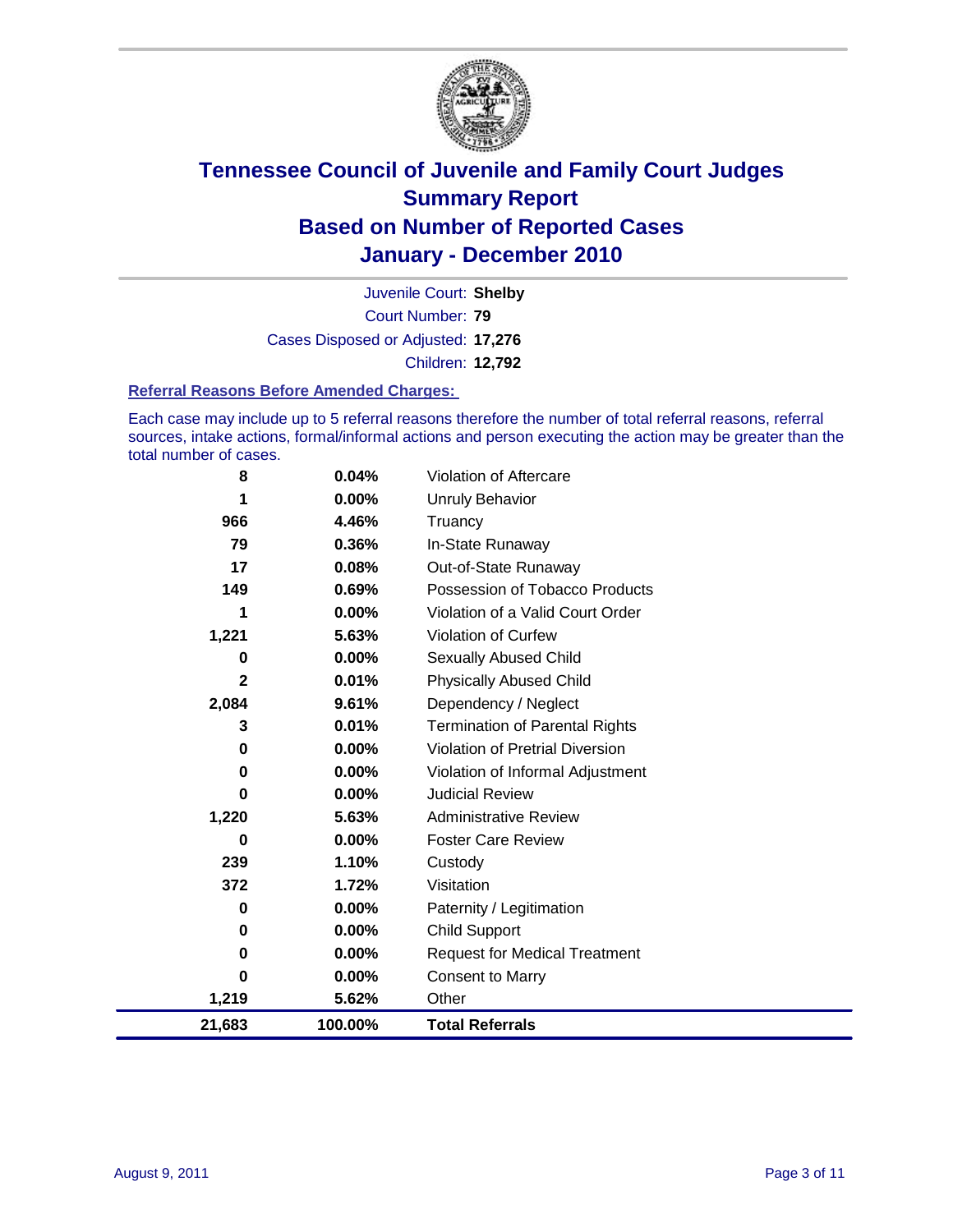# Tennessee Council of Juvenile and Family Court Judges
## Summary Report
## Based on Number of Reported Cases
## January - December 2010

Juvenile Court: **Shelby**
Court Number: **79**
Cases Disposed or Adjusted: **17,276**
Children: **12,792**

### Referral Reasons Before Amended Charges:

Each case may include up to 5 referral reasons therefore the number of total referral reasons, referral sources, intake actions, formal/informal actions and person executing the action may be greater than the total number of cases.

| Count | Percent | Reason |
|---|---|---|
| 8 | 0.04% | Violation of Aftercare |
| 1 | 0.00% | Unruly Behavior |
| 966 | 4.46% | Truancy |
| 79 | 0.36% | In-State Runaway |
| 17 | 0.08% | Out-of-State Runaway |
| 149 | 0.69% | Possession of Tobacco Products |
| 1 | 0.00% | Violation of a Valid Court Order |
| 1,221 | 5.63% | Violation of Curfew |
| 0 | 0.00% | Sexually Abused Child |
| 2 | 0.01% | Physically Abused Child |
| 2,084 | 9.61% | Dependency / Neglect |
| 3 | 0.01% | Termination of Parental Rights |
| 0 | 0.00% | Violation of Pretrial Diversion |
| 0 | 0.00% | Violation of Informal Adjustment |
| 0 | 0.00% | Judicial Review |
| 1,220 | 5.63% | Administrative Review |
| 0 | 0.00% | Foster Care Review |
| 239 | 1.10% | Custody |
| 372 | 1.72% | Visitation |
| 0 | 0.00% | Paternity / Legitimation |
| 0 | 0.00% | Child Support |
| 0 | 0.00% | Request for Medical Treatment |
| 0 | 0.00% | Consent to Marry |
| 1,219 | 5.62% | Other |
| **21,683** | **100.00%** | **Total Referrals** |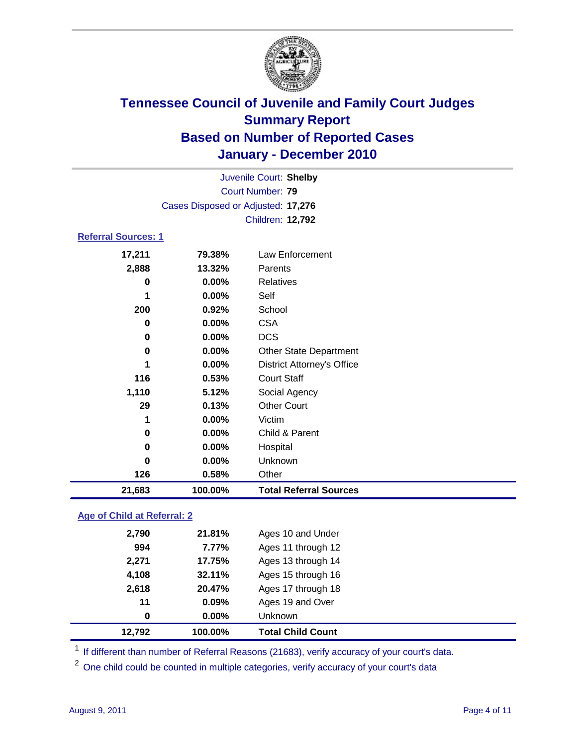# Tennessee Council of Juvenile and Family Court Judges
# Summary Report
# Based on Number of Reported Cases
# January - December 2010

Juvenile Court: **Shelby**
Court Number: **79**
Cases Disposed or Adjusted: **17,276**
Children: **12,792**

### Referral Sources: 1

| | | |
|---|---|---|
| 17,211 | 79.38% | Law Enforcement |
| 2,888 | 13.32% | Parents |
| 0 | 0.00% | Relatives |
| 1 | 0.00% | Self |
| 200 | 0.92% | School |
| 0 | 0.00% | CSA |
| 0 | 0.00% | DCS |
| 0 | 0.00% | Other State Department |
| 1 | 0.00% | District Attorney's Office |
| 116 | 0.53% | Court Staff |
| 1,110 | 5.12% | Social Agency |
| 29 | 0.13% | Other Court |
| 1 | 0.00% | Victim |
| 0 | 0.00% | Child & Parent |
| 0 | 0.00% | Hospital |
| 0 | 0.00% | Unknown |
| 126 | 0.58% | Other |
| **21,683** | **100.00%** | **Total Referral Sources** |

### Age of Child at Referral: 2

| | | |
|---|---|---|
| 2,790 | 21.81% | Ages 10 and Under |
| 994 | 7.77% | Ages 11 through 12 |
| 2,271 | 17.75% | Ages 13 through 14 |
| 4,108 | 32.11% | Ages 15 through 16 |
| 2,618 | 20.47% | Ages 17 through 18 |
| 11 | 0.09% | Ages 19 and Over |
| 0 | 0.00% | Unknown |
| **12,792** | **100.00%** | **Total Child Count** |

[1] If different than number of Referral Reasons (21683), verify accuracy of your court's data.

[2] One child could be counted in multiple categories, verify accuracy of your court's data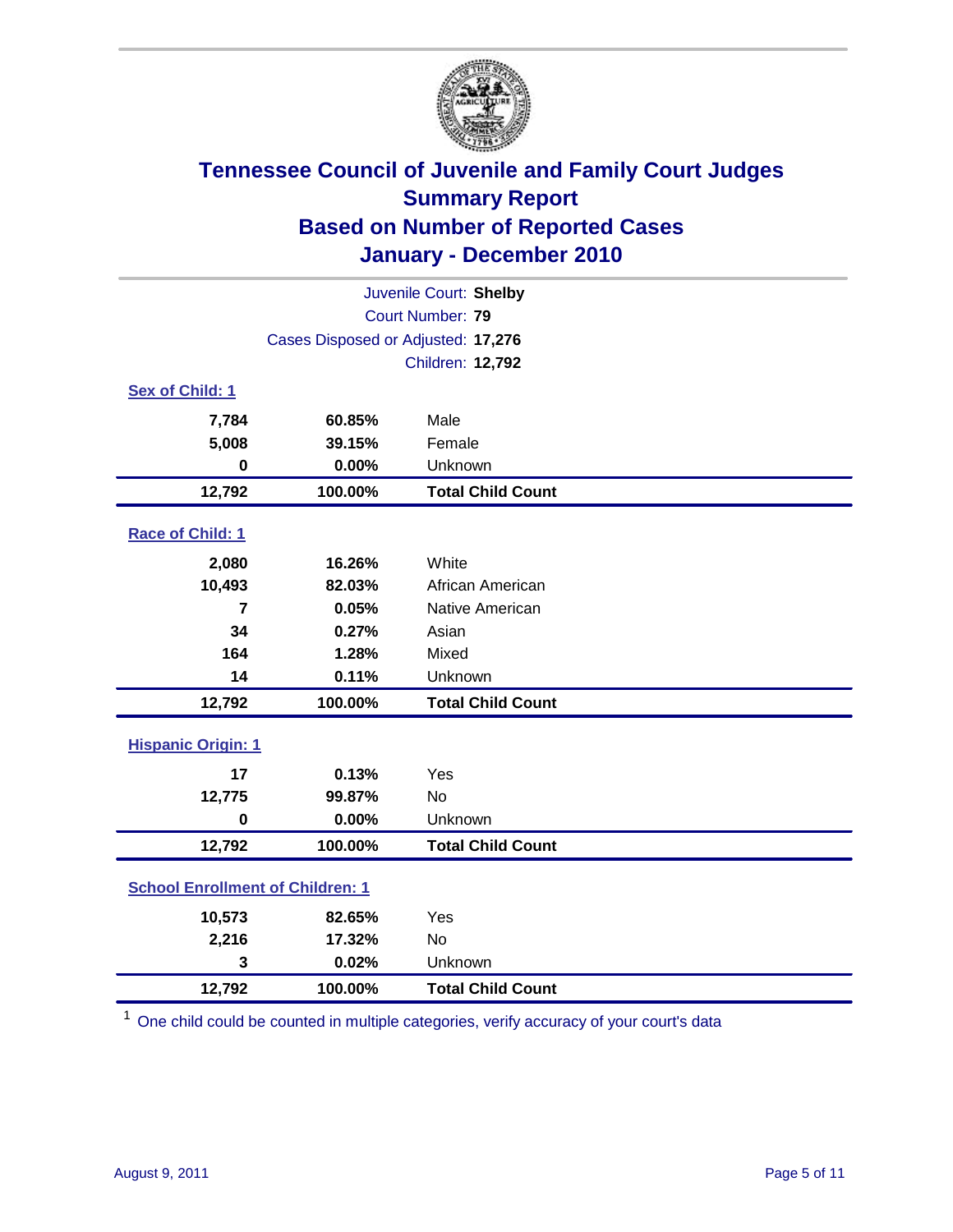# Tennessee Council of Juvenile and Family Court Judges
## Summary Report
## Based on Number of Reported Cases
## January - December 2010

Juvenile Court: **Shelby**
Court Number: **79**
Cases Disposed or Adjusted: **17,276**
Children: **12,792**

### Sex of Child: 1

| | | |
|---|---|---|
| 7,784 | 60.85% | Male |
| 5,008 | 39.15% | Female |
| 0 | 0.00% | Unknown |
| **12,792** | **100.00%** | **Total Child Count** |

### Race of Child: 1

| | | |
|---|---|---|
| 2,080 | 16.26% | White |
| 10,493 | 82.03% | African American |
| 7 | 0.05% | Native American |
| 34 | 0.27% | Asian |
| 164 | 1.28% | Mixed |
| 14 | 0.11% | Unknown |
| **12,792** | **100.00%** | **Total Child Count** |

### Hispanic Origin: 1

| | | |
|---|---|---|
| 17 | 0.13% | Yes |
| 12,775 | 99.87% | No |
| 0 | 0.00% | Unknown |
| **12,792** | **100.00%** | **Total Child Count** |

### School Enrollment of Children: 1

| | | |
|---|---|---|
| 10,573 | 82.65% | Yes |
| 2,216 | 17.32% | No |
| 3 | 0.02% | Unknown |
| **12,792** | **100.00%** | **Total Child Count** |

[1] One child could be counted in multiple categories, verify accuracy of your court's data

August 9, 2011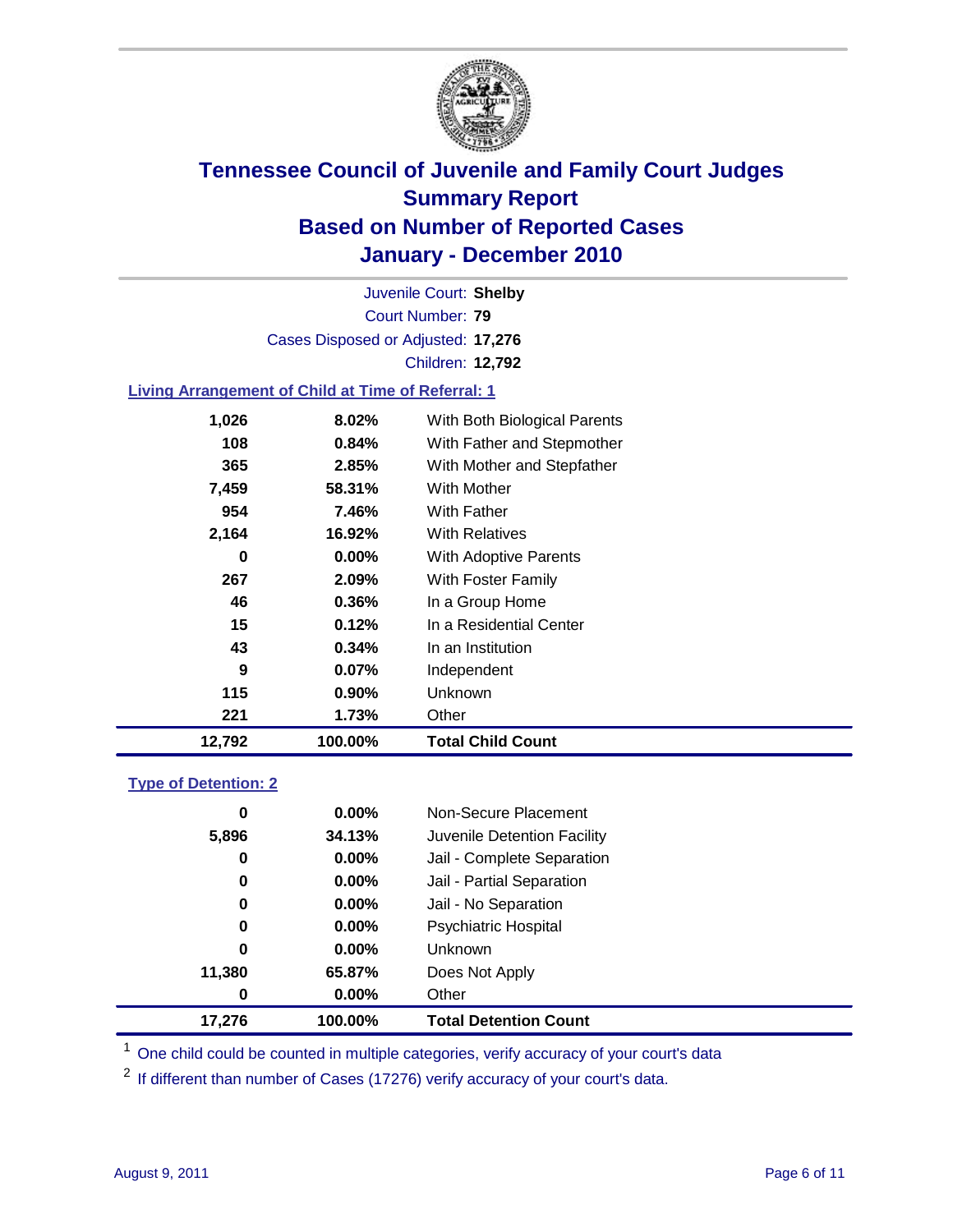# Tennessee Council of Juvenile and Family Court Judges
## Summary Report
## Based on Number of Reported Cases
## January - December 2010

Juvenile Court: **Shelby**
Court Number: **79**
Cases Disposed or Adjusted: **17,276**
Children: **12,792**

### Living Arrangement of Child at Time of Referral: 1

| Count | Percent | Living Arrangement |
|---|---|---|
| 1,026 | 8.02% | With Both Biological Parents |
| 108 | 0.84% | With Father and Stepmother |
| 365 | 2.85% | With Mother and Stepfather |
| 7,459 | 58.31% | With Mother |
| 954 | 7.46% | With Father |
| 2,164 | 16.92% | With Relatives |
| 0 | 0.00% | With Adoptive Parents |
| 267 | 2.09% | With Foster Family |
| 46 | 0.36% | In a Group Home |
| 15 | 0.12% | In a Residential Center |
| 43 | 0.34% | In an Institution |
| 9 | 0.07% | Independent |
| 115 | 0.90% | Unknown |
| 221 | 1.73% | Other |
| **12,792** | **100.00%** | **Total Child Count** |

### Type of Detention: 2

| Count | Percent | Type of Detention |
|---|---|---|
| 0 | 0.00% | Non-Secure Placement |
| 5,896 | 34.13% | Juvenile Detention Facility |
| 0 | 0.00% | Jail - Complete Separation |
| 0 | 0.00% | Jail - Partial Separation |
| 0 | 0.00% | Jail - No Separation |
| 0 | 0.00% | Psychiatric Hospital |
| 0 | 0.00% | Unknown |
| 11,380 | 65.87% | Does Not Apply |
| 0 | 0.00% | Other |
| **17,276** | **100.00%** | **Total Detention Count** |

[1] One child could be counted in multiple categories, verify accuracy of your court's data

[2] If different than number of Cases (17276) verify accuracy of your court's data.

August 9, 2011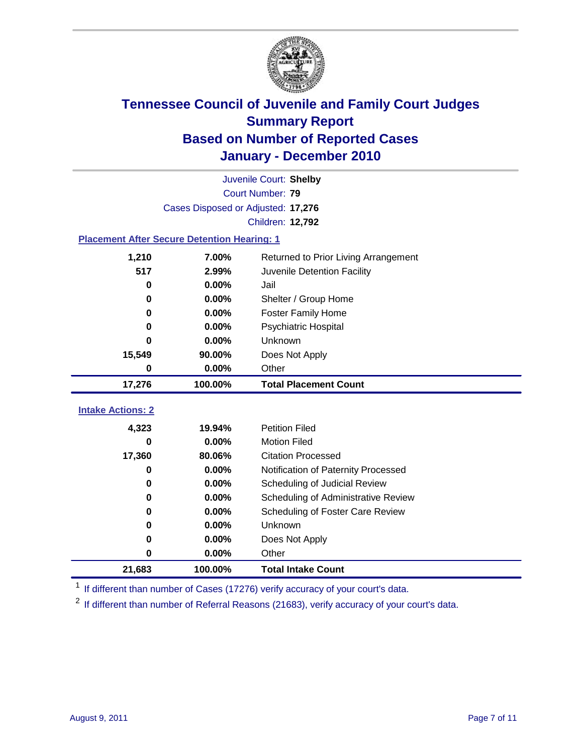# Tennessee Council of Juvenile and Family Court Judges
## Summary Report
## Based on Number of Reported Cases
## January - December 2010

Juvenile Court: **Shelby**
Court Number: **79**
Cases Disposed or Adjusted: **17,276**
Children: **12,792**

### Placement After Secure Detention Hearing: 1

| Count | Percent | Placement |
|---|---|---|
| 1,210 | 7.00% | Returned to Prior Living Arrangement |
| 517 | 2.99% | Juvenile Detention Facility |
| 0 | 0.00% | Jail |
| 0 | 0.00% | Shelter / Group Home |
| 0 | 0.00% | Foster Family Home |
| 0 | 0.00% | Psychiatric Hospital |
| 0 | 0.00% | Unknown |
| 15,549 | 90.00% | Does Not Apply |
| 0 | 0.00% | Other |
| **17,276** | **100.00%** | **Total Placement Count** |

### Intake Actions: 2

| Count | Percent | Intake Action |
|---|---|---|
| 4,323 | 19.94% | Petition Filed |
| 0 | 0.00% | Motion Filed |
| 17,360 | 80.06% | Citation Processed |
| 0 | 0.00% | Notification of Paternity Processed |
| 0 | 0.00% | Scheduling of Judicial Review |
| 0 | 0.00% | Scheduling of Administrative Review |
| 0 | 0.00% | Scheduling of Foster Care Review |
| 0 | 0.00% | Unknown |
| 0 | 0.00% | Does Not Apply |
| 0 | 0.00% | Other |
| **21,683** | **100.00%** | **Total Intake Count** |

[1] If different than number of Cases (17276) verify accuracy of your court's data.

[2] If different than number of Referral Reasons (21683), verify accuracy of your court's data.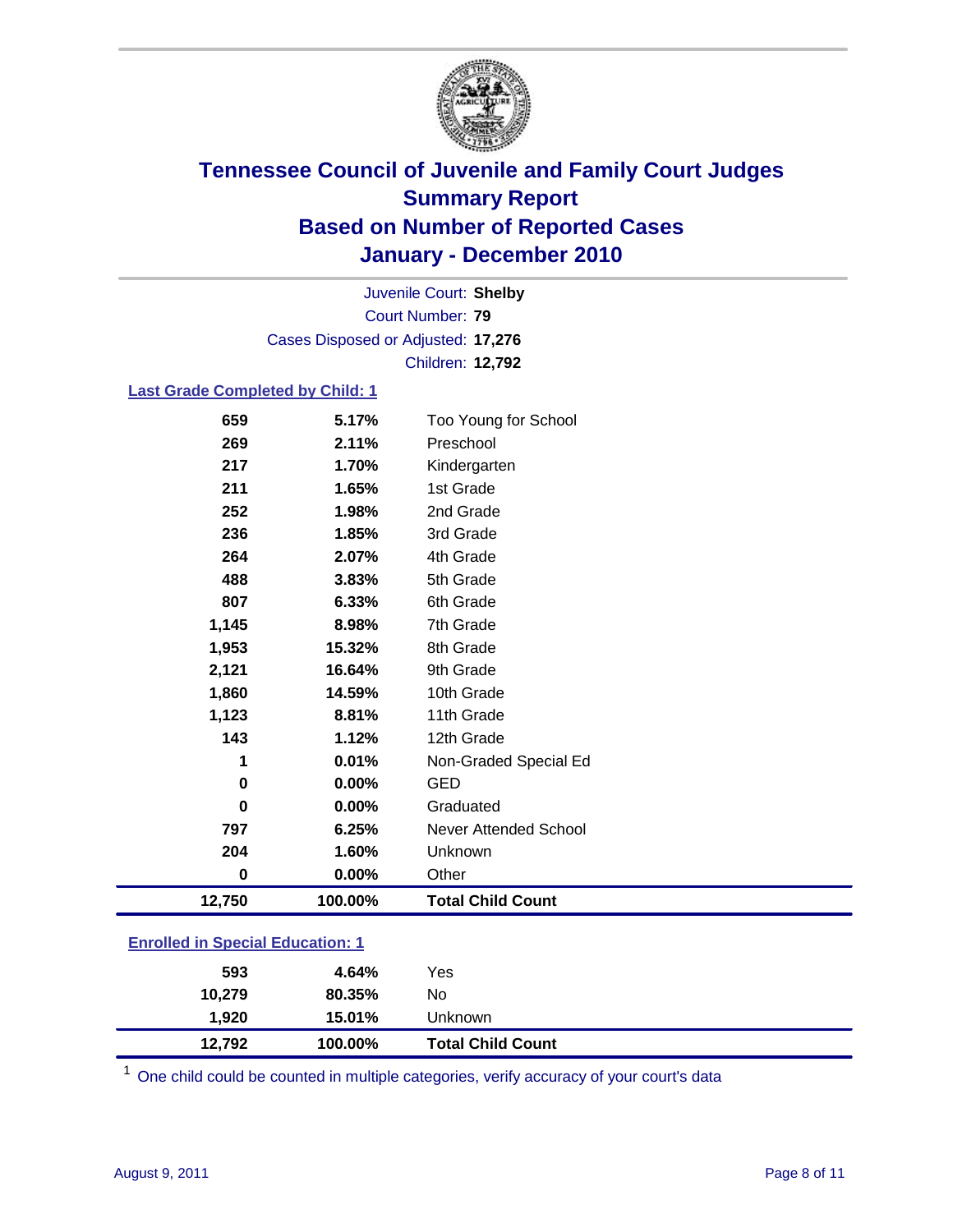# Tennessee Council of Juvenile and Family Court Judges
## Summary Report
## Based on Number of Reported Cases
## January - December 2010

Juvenile Court: **Shelby**
Court Number: **79**
Cases Disposed or Adjusted: **17,276**
Children: **12,792**

### Last Grade Completed by Child: 1

| | | |
|---|---|---|
| 659 | 5.17% | Too Young for School |
| 269 | 2.11% | Preschool |
| 217 | 1.70% | Kindergarten |
| 211 | 1.65% | 1st Grade |
| 252 | 1.98% | 2nd Grade |
| 236 | 1.85% | 3rd Grade |
| 264 | 2.07% | 4th Grade |
| 488 | 3.83% | 5th Grade |
| 807 | 6.33% | 6th Grade |
| 1,145 | 8.98% | 7th Grade |
| 1,953 | 15.32% | 8th Grade |
| 2,121 | 16.64% | 9th Grade |
| 1,860 | 14.59% | 10th Grade |
| 1,123 | 8.81% | 11th Grade |
| 143 | 1.12% | 12th Grade |
| 1 | 0.01% | Non-Graded Special Ed |
| 0 | 0.00% | GED |
| 0 | 0.00% | Graduated |
| 797 | 6.25% | Never Attended School |
| 204 | 1.60% | Unknown |
| 0 | 0.00% | Other |
| **12,750** | **100.00%** | **Total Child Count** |

### Enrolled in Special Education: 1

| | | |
|---|---|---|
| 593 | 4.64% | Yes |
| 10,279 | 80.35% | No |
| 1,920 | 15.01% | Unknown |
| **12,792** | **100.00%** | **Total Child Count** |

[1] One child could be counted in multiple categories, verify accuracy of your court's data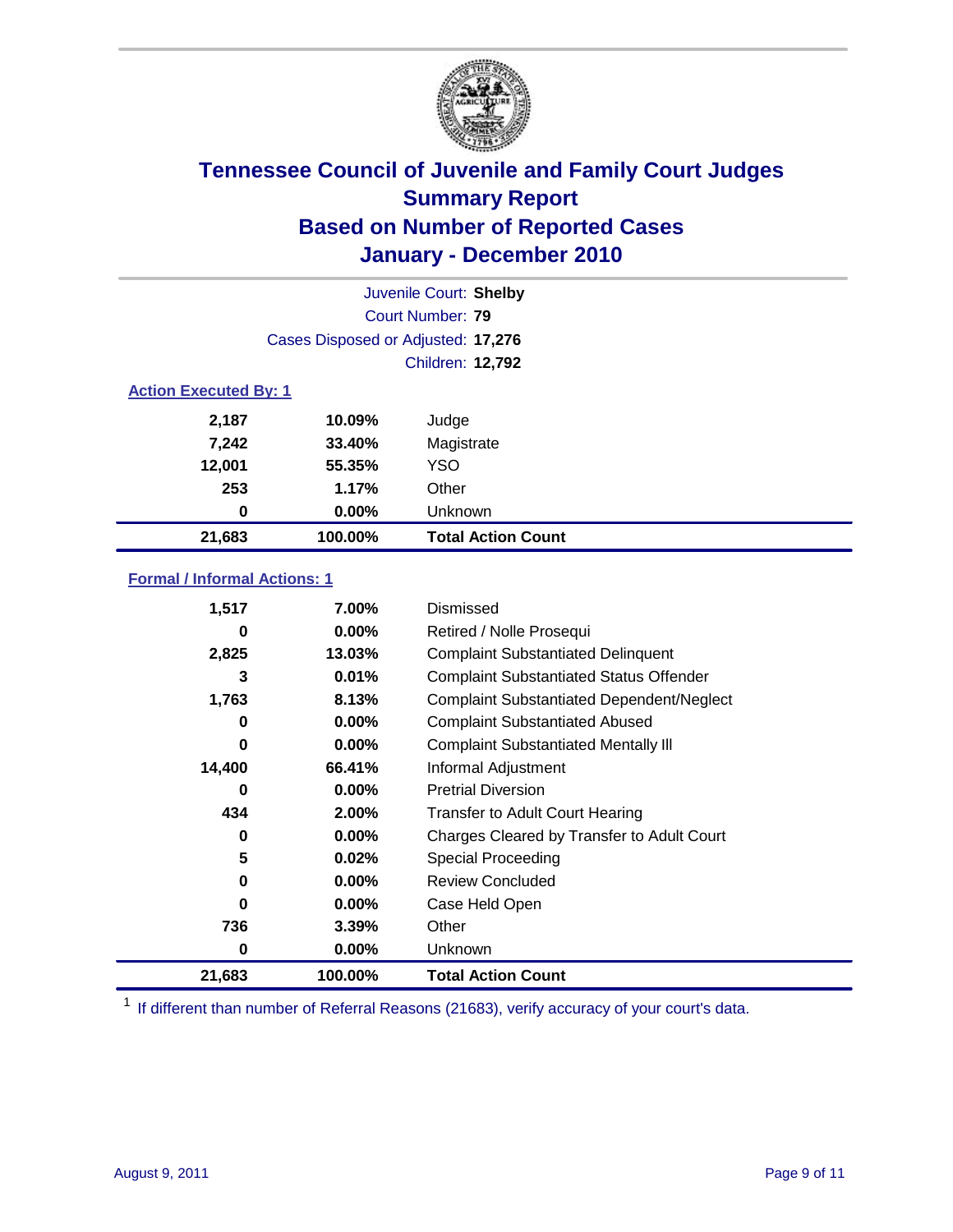# Tennessee Council of Juvenile and Family Court Judges
## Summary Report
## Based on Number of Reported Cases
## January - December 2010

Juvenile Court: **Shelby**
Court Number: **79**
Cases Disposed or Adjusted: **17,276**
Children: **12,792**

### Action Executed By: 1

| | | |
|---|---|---|
| 2,187 | 10.09% | Judge |
| 7,242 | 33.40% | Magistrate |
| 12,001 | 55.35% | YSO |
| 253 | 1.17% | Other |
| 0 | 0.00% | Unknown |
| **21,683** | **100.00%** | **Total Action Count** |

### Formal / Informal Actions: 1

| | | |
|---|---|---|
| 1,517 | 7.00% | Dismissed |
| 0 | 0.00% | Retired / Nolle Prosequi |
| 2,825 | 13.03% | Complaint Substantiated Delinquent |
| 3 | 0.01% | Complaint Substantiated Status Offender |
| 1,763 | 8.13% | Complaint Substantiated Dependent/Neglect |
| 0 | 0.00% | Complaint Substantiated Abused |
| 0 | 0.00% | Complaint Substantiated Mentally Ill |
| 14,400 | 66.41% | Informal Adjustment |
| 0 | 0.00% | Pretrial Diversion |
| 434 | 2.00% | Transfer to Adult Court Hearing |
| 0 | 0.00% | Charges Cleared by Transfer to Adult Court |
| 5 | 0.02% | Special Proceeding |
| 0 | 0.00% | Review Concluded |
| 0 | 0.00% | Case Held Open |
| 736 | 3.39% | Other |
| 0 | 0.00% | Unknown |
| **21,683** | **100.00%** | **Total Action Count** |

[1] If different than number of Referral Reasons (21683), verify accuracy of your court's data.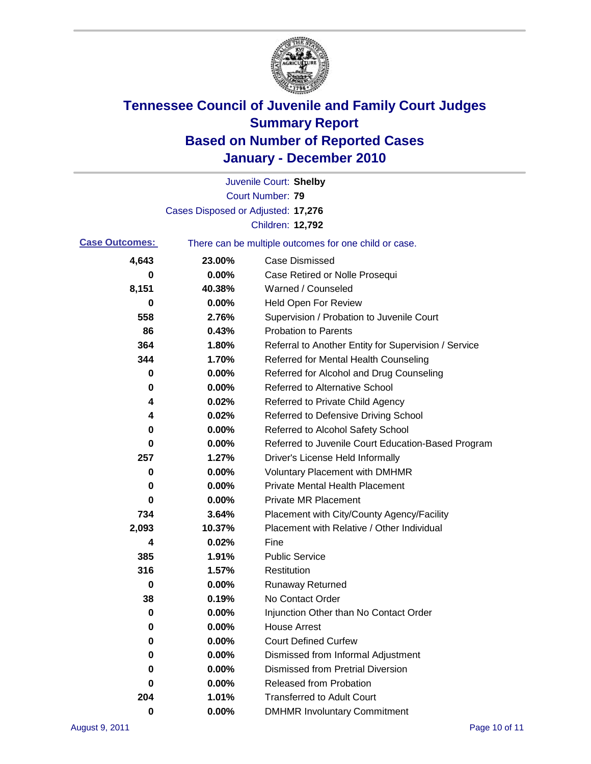# Tennessee Council of Juvenile and Family Court Judges
## Summary Report
## Based on Number of Reported Cases
## January - December 2010

Juvenile Court: **Shelby**

Court Number: **79**

Cases Disposed or Adjusted: **17,276**

Children: **12,792**

**Case Outcomes:** There can be multiple outcomes for one child or case.

| Count | Percent | Outcome |
|---|---|---|
| 4,643 | 23.00% | Case Dismissed |
| 0 | 0.00% | Case Retired or Nolle Prosequi |
| 8,151 | 40.38% | Warned / Counseled |
| 0 | 0.00% | Held Open For Review |
| 558 | 2.76% | Supervision / Probation to Juvenile Court |
| 86 | 0.43% | Probation to Parents |
| 364 | 1.80% | Referral to Another Entity for Supervision / Service |
| 344 | 1.70% | Referred for Mental Health Counseling |
| 0 | 0.00% | Referred for Alcohol and Drug Counseling |
| 0 | 0.00% | Referred to Alternative School |
| 4 | 0.02% | Referred to Private Child Agency |
| 4 | 0.02% | Referred to Defensive Driving School |
| 0 | 0.00% | Referred to Alcohol Safety School |
| 0 | 0.00% | Referred to Juvenile Court Education-Based Program |
| 257 | 1.27% | Driver's License Held Informally |
| 0 | 0.00% | Voluntary Placement with DMHMR |
| 0 | 0.00% | Private Mental Health Placement |
| 0 | 0.00% | Private MR Placement |
| 734 | 3.64% | Placement with City/County Agency/Facility |
| 2,093 | 10.37% | Placement with Relative / Other Individual |
| 4 | 0.02% | Fine |
| 385 | 1.91% | Public Service |
| 316 | 1.57% | Restitution |
| 0 | 0.00% | Runaway Returned |
| 38 | 0.19% | No Contact Order |
| 0 | 0.00% | Injunction Other than No Contact Order |
| 0 | 0.00% | House Arrest |
| 0 | 0.00% | Court Defined Curfew |
| 0 | 0.00% | Dismissed from Informal Adjustment |
| 0 | 0.00% | Dismissed from Pretrial Diversion |
| 0 | 0.00% | Released from Probation |
| 204 | 1.01% | Transferred to Adult Court |
| 0 | 0.00% | DMHMR Involuntary Commitment |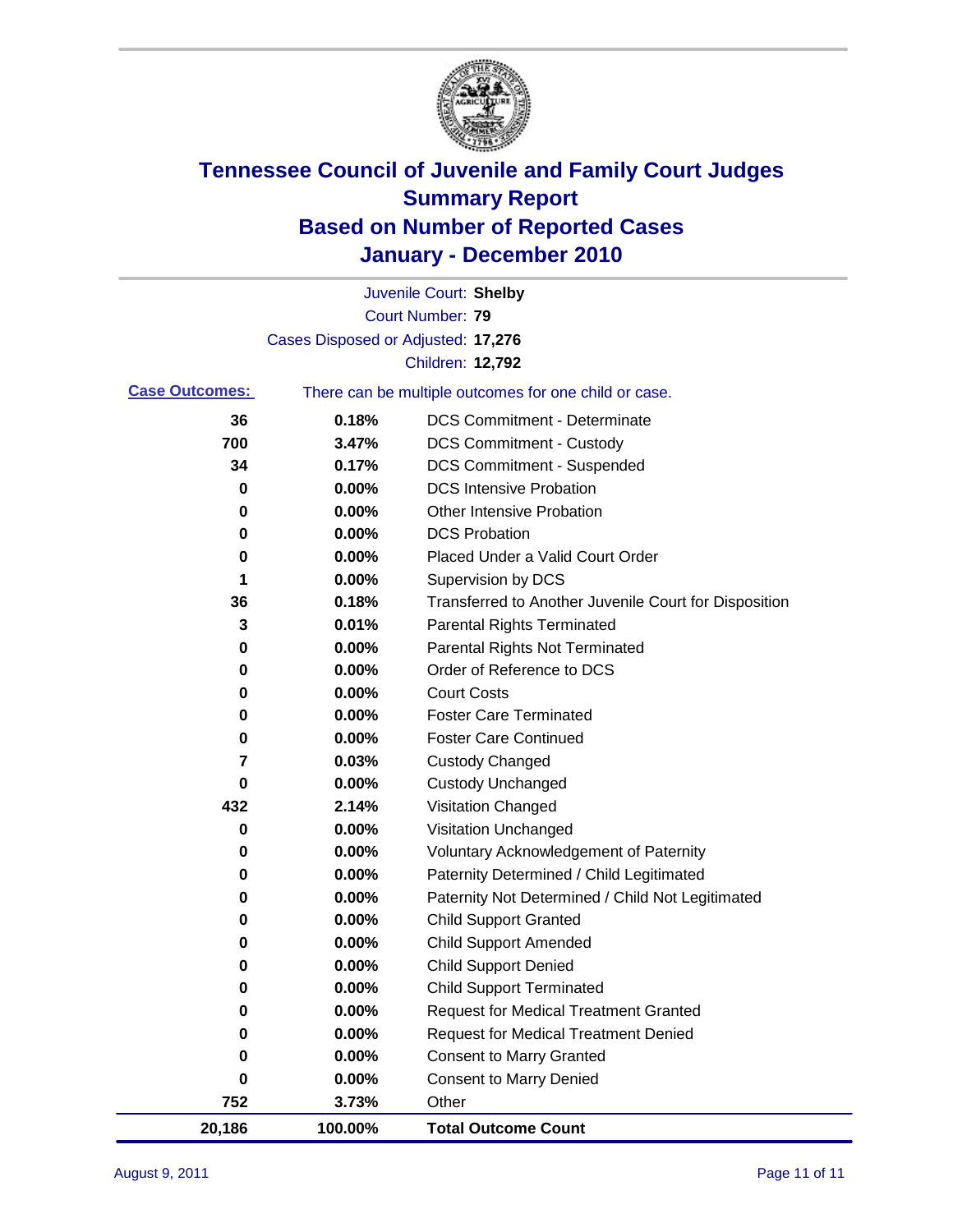# Tennessee Council of Juvenile and Family Court Judges
## Summary Report
## Based on Number of Reported Cases
## January - December 2010

Juvenile Court: **Shelby**
Court Number: **79**
Cases Disposed or Adjusted: **17,276**
Children: **12,792**

| Case Outcomes: | | There can be multiple outcomes for one child or case. |
|---|---|---|
| 36 | 0.18% | DCS Commitment - Determinate |
| 700 | 3.47% | DCS Commitment - Custody |
| 34 | 0.17% | DCS Commitment - Suspended |
| 0 | 0.00% | DCS Intensive Probation |
| 0 | 0.00% | Other Intensive Probation |
| 0 | 0.00% | DCS Probation |
| 0 | 0.00% | Placed Under a Valid Court Order |
| 1 | 0.00% | Supervision by DCS |
| 36 | 0.18% | Transferred to Another Juvenile Court for Disposition |
| 3 | 0.01% | Parental Rights Terminated |
| 0 | 0.00% | Parental Rights Not Terminated |
| 0 | 0.00% | Order of Reference to DCS |
| 0 | 0.00% | Court Costs |
| 0 | 0.00% | Foster Care Terminated |
| 0 | 0.00% | Foster Care Continued |
| 7 | 0.03% | Custody Changed |
| 0 | 0.00% | Custody Unchanged |
| 432 | 2.14% | Visitation Changed |
| 0 | 0.00% | Visitation Unchanged |
| 0 | 0.00% | Voluntary Acknowledgement of Paternity |
| 0 | 0.00% | Paternity Determined / Child Legitimated |
| 0 | 0.00% | Paternity Not Determined / Child Not Legitimated |
| 0 | 0.00% | Child Support Granted |
| 0 | 0.00% | Child Support Amended |
| 0 | 0.00% | Child Support Denied |
| 0 | 0.00% | Child Support Terminated |
| 0 | 0.00% | Request for Medical Treatment Granted |
| 0 | 0.00% | Request for Medical Treatment Denied |
| 0 | 0.00% | Consent to Marry Granted |
| 0 | 0.00% | Consent to Marry Denied |
| 752 | 3.73% | Other |
| **20,186** | **100.00%** | **Total Outcome Count** |

August 9, 2011